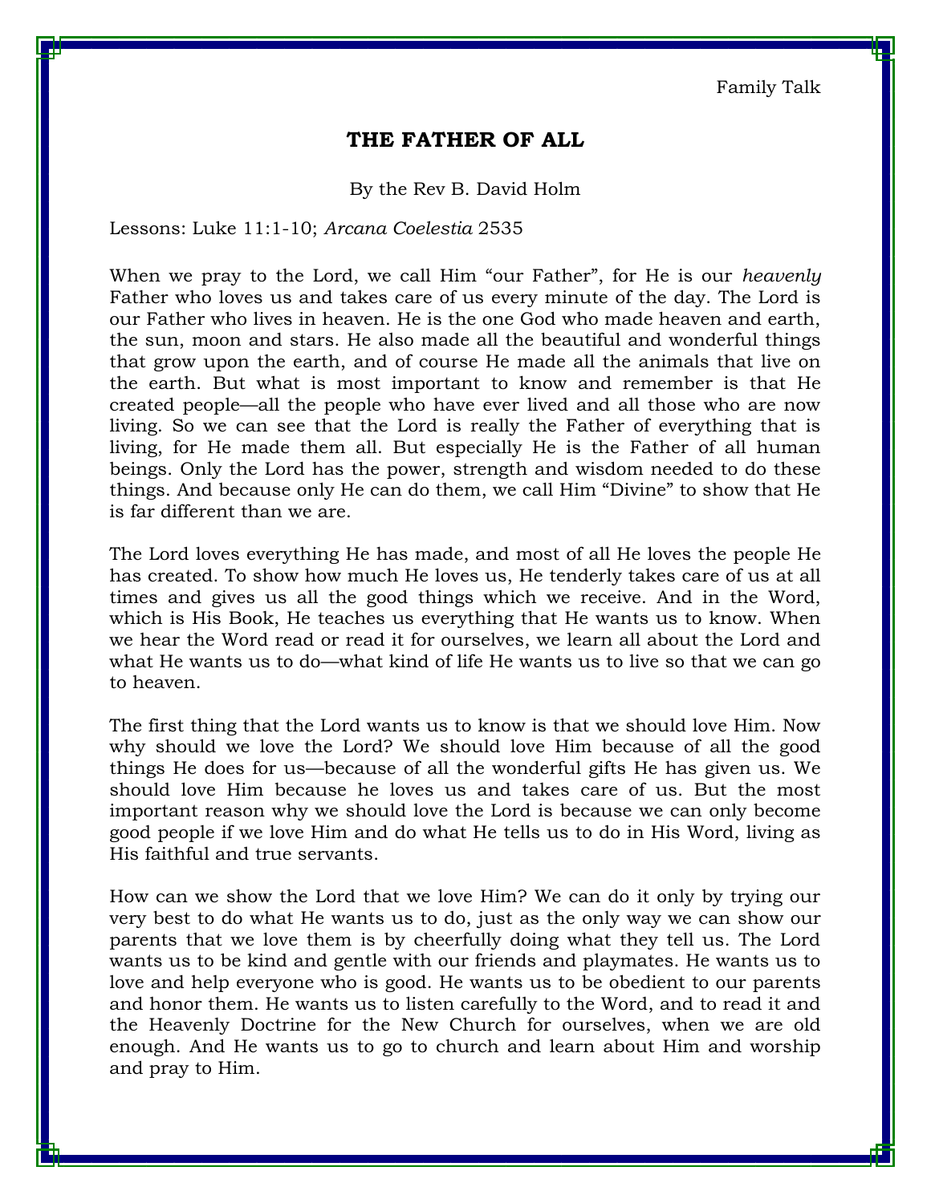Family Talk

# THE FATHER OF ALL

By the Rev B. David Holm

Lessons: Luke 11:1-10; *Arcana Coelestia* 2535

When we pray to the Lord, we call Him "our Father", for He is our *heavenly* Father who loves us and takes care of us every minute of the day. The Lord is our Father who lives in heaven. He is the one God who made heaven and earth, the sun, moon and stars. He also made all the beautiful and wonderful things that grow upon the earth, and of course He made all the animals that live on the earth. But what is most important to know and remember is that He created people—all the people who have ever lived and all those who are now living. So we can see that the Lord is really the Father of everything that is living, for He made them all. But especially He is the Father of all human beings. Only the Lord has the power, strength and wisdom needed to do these things. And because only He can do them, we call Him "Divine" to show that He is far different than we are.

The Lord loves everything He has made, and most of all He loves the people He has created. To show how much He loves us, He tenderly takes care of us at all times and gives us all the good things which we receive. And in the Word, which is His Book, He teaches us everything that He wants us to know. When we hear the Word read or read it for ourselves, we learn all about the Lord and what He wants us to do—what kind of life He wants us to live so that we can go to heaven.

The first thing that the Lord wants us to know is that we should love Him. Now why should we love the Lord? We should love Him because of all the good things He does for us—because of all the wonderful gifts He has given us. We should love Him because he loves us and takes care of us. But the most important reason why we should love the Lord is because we can only become good people if we love Him and do what He tells us to do in His Word, living as His faithful and true servants.

How can we show the Lord that we love Him? We can do it only by trying our very best to do what He wants us to do, just as the only way we can show our parents that we love them is by cheerfully doing what they tell us. The Lord wants us to be kind and gentle with our friends and playmates. He wants us to love and help everyone who is good. He wants us to be obedient to our parents and honor them. He wants us to listen carefully to the Word, and to read it and the Heavenly Doctrine for the New Church for ourselves, when we are old enough. And He wants us to go to church and learn about Him and worship and pray to Him.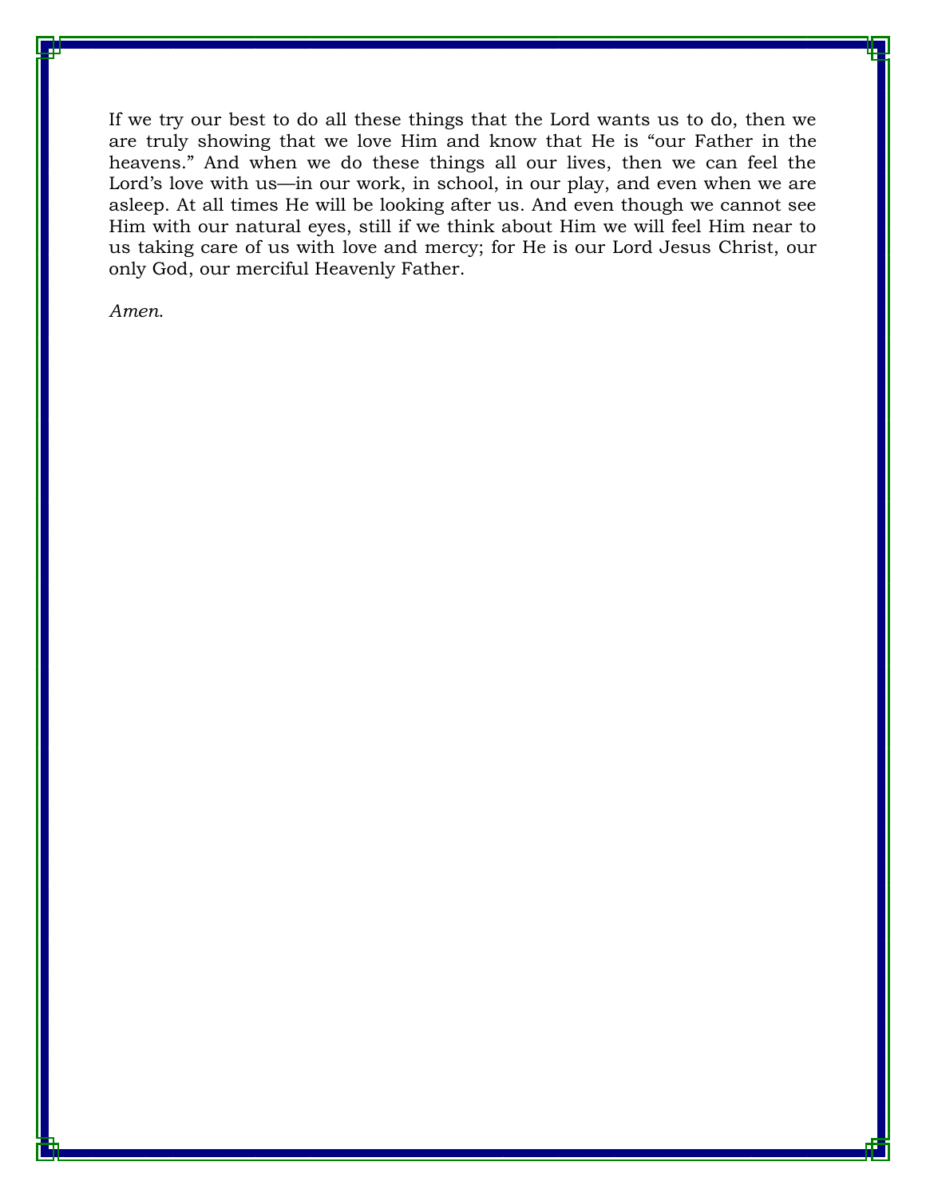If we try our best to do all these things that the Lord wants us to do, then we are truly showing that we love Him and know that He is "our Father in the heavens." And when we do these things all our lives, then we can feel the Lord's love with us—in our work, in school, in our play, and even when we are asleep. At all times He will be looking after us. And even though we cannot see Him with our natural eyes, still if we think about Him we will feel Him near to us taking care of us with love and mercy; for He is our Lord Jesus Christ, our only God, our merciful Heavenly Father.

*Amen.*